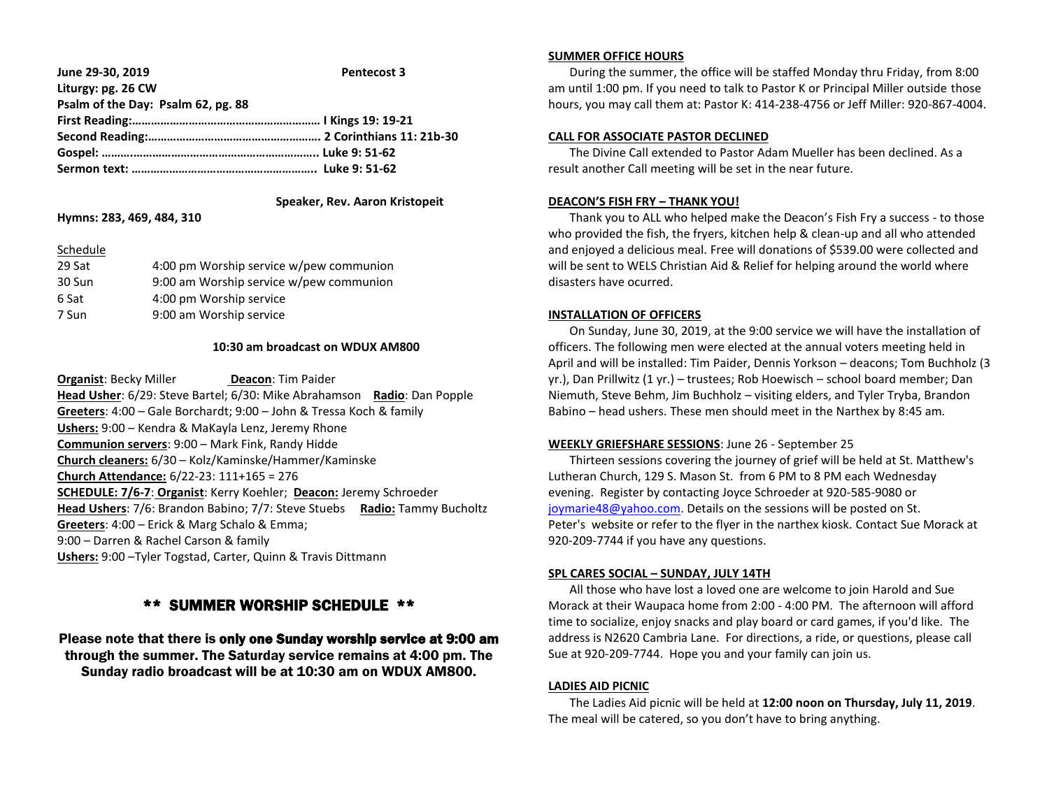**June 29-30, 2019** **Pentecost 3**

**Liturgy: pg. 26 CW**

**Psalm of the Day: Psalm 62, pg. 88**

**First Reading:…………………………………………………… I Kings 19: 19-21**

**Second Reading:……………………………………………… 2 Corinthians 11: 21b-30**

**Gospel: ……..…………………………………………………. Luke 9: 51-62**

**Sermon text: …………………………………………………. Luke 9: 51-62**

**Speaker, Rev. Aaron Kristopeit**

**Hymns: 283, 469, 484, 310**

Schedule

| | |
|---|---|
| 29 Sat | 4:00 pm Worship service w/pew communion |
| 30 Sun | 9:00 am Worship service w/pew communion |
| 6 Sat | 4:00 pm Worship service |
| 7 Sun | 9:00 am Worship service |

**10:30 am broadcast on WDUX AM800**

**Organist**: Becky Miller **Deacon**: Tim Paider

**Head Usher**: 6/29: Steve Bartel; 6/30: Mike Abrahamson **Radio**: Dan Popple

**Greeters**: 4:00 – Gale Borchardt; 9:00 – John & Tressa Koch & family

**Ushers:** 9:00 – Kendra & MaKayla Lenz, Jeremy Rhone

**Communion servers**: 9:00 – Mark Fink, Randy Hidde

**Church cleaners:** 6/30 – Kolz/Kaminske/Hammer/Kaminske

**Church Attendance:** 6/22-23: 111+165 = 276

**SCHEDULE: 7/6-7**: **Organist**: Kerry Koehler; **Deacon:** Jeremy Schroeder

**Head Ushers**: 7/6: Brandon Babino; 7/7: Steve Stuebs **Radio:** Tammy Bucholtz

**Greeters**: 4:00 – Erick & Marg Schalo & Emma;
9:00 – Darren & Rachel Carson & family

**Ushers:** 9:00 –Tyler Togstad, Carter, Quinn & Travis Dittmann

## ** SUMMER WORSHIP SCHEDULE **

**Please note that there is only one Sunday worship service at 9:00 am through the summer. The Saturday service remains at 4:00 pm. The Sunday radio broadcast will be at 10:30 am on WDUX AM800.**

**SUMMER OFFICE HOURS**

During the summer, the office will be staffed Monday thru Friday, from 8:00 am until 1:00 pm. If you need to talk to Pastor K or Principal Miller outside those hours, you may call them at: Pastor K: 414-238-4756 or Jeff Miller: 920-867-4004.

**CALL FOR ASSOCIATE PASTOR DECLINED**

The Divine Call extended to Pastor Adam Mueller has been declined. As a result another Call meeting will be set in the near future.

**DEACON'S FISH FRY – THANK YOU!**

Thank you to ALL who helped make the Deacon's Fish Fry a success - to those who provided the fish, the fryers, kitchen help & clean-up and all who attended and enjoyed a delicious meal. Free will donations of $539.00 were collected and will be sent to WELS Christian Aid & Relief for helping around the world where disasters have ocurred.

**INSTALLATION OF OFFICERS**

On Sunday, June 30, 2019, at the 9:00 service we will have the installation of officers. The following men were elected at the annual voters meeting held in April and will be installed: Tim Paider, Dennis Yorkson – deacons; Tom Buchholz (3 yr.), Dan Prillwitz (1 yr.) – trustees; Rob Hoewisch – school board member; Dan Niemuth, Steve Behm, Jim Buchholz – visiting elders, and Tyler Tryba, Brandon Babino – head ushers. These men should meet in the Narthex by 8:45 am.

**WEEKLY GRIEFSHARE SESSIONS**: June 26 - September 25

Thirteen sessions covering the journey of grief will be held at St. Matthew's Lutheran Church, 129 S. Mason St. from 6 PM to 8 PM each Wednesday evening. Register by contacting Joyce Schroeder at 920-585-9080 or joymarie48@yahoo.com. Details on the sessions will be posted on St. Peter's website or refer to the flyer in the narthex kiosk. Contact Sue Morack at 920-209-7744 if you have any questions.

**SPL CARES SOCIAL – SUNDAY, JULY 14TH**

All those who have lost a loved one are welcome to join Harold and Sue Morack at their Waupaca home from 2:00 - 4:00 PM. The afternoon will afford time to socialize, enjoy snacks and play board or card games, if you'd like. The address is N2620 Cambria Lane. For directions, a ride, or questions, please call Sue at 920-209-7744. Hope you and your family can join us.

**LADIES AID PICNIC**

The Ladies Aid picnic will be held at **12:00 noon on Thursday, July 11, 2019**. The meal will be catered, so you don't have to bring anything.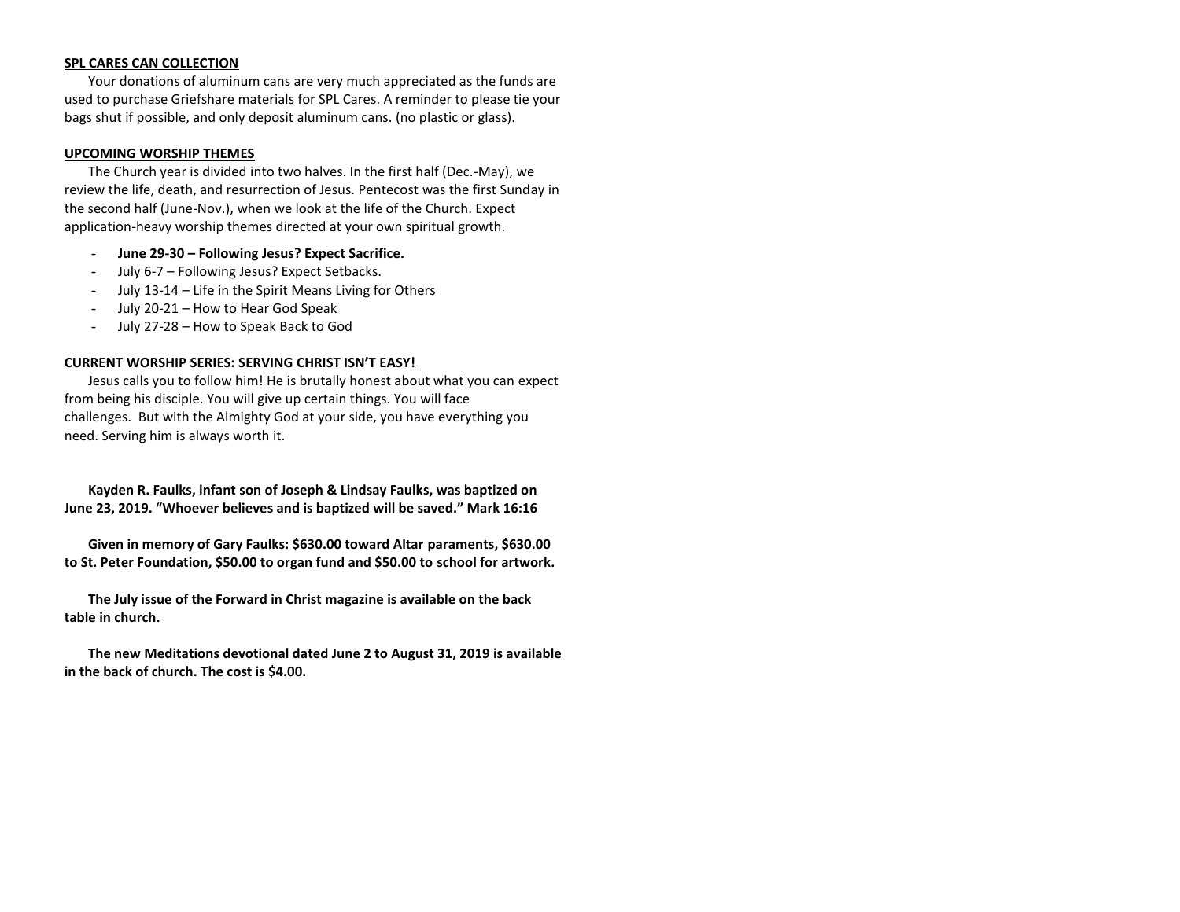**SPL CARES CAN COLLECTION**

Your donations of aluminum cans are very much appreciated as the funds are used to purchase Griefshare materials for SPL Cares. A reminder to please tie your bags shut if possible, and only deposit aluminum cans. (no plastic or glass).

**UPCOMING WORSHIP THEMES**

The Church year is divided into two halves. In the first half (Dec.-May), we review the life, death, and resurrection of Jesus. Pentecost was the first Sunday in the second half (June-Nov.), when we look at the life of the Church. Expect application-heavy worship themes directed at your own spiritual growth.

- **June 29-30 – Following Jesus? Expect Sacrifice.**
- July 6-7 – Following Jesus? Expect Setbacks.
- July 13-14 – Life in the Spirit Means Living for Others
- July 20-21 – How to Hear God Speak
- July 27-28 – How to Speak Back to God

**CURRENT WORSHIP SERIES: SERVING CHRIST ISN'T EASY!**

Jesus calls you to follow him! He is brutally honest about what you can expect from being his disciple. You will give up certain things. You will face challenges. But with the Almighty God at your side, you have everything you need. Serving him is always worth it.

**Kayden R. Faulks, infant son of Joseph & Lindsay Faulks, was baptized on June 23, 2019. "Whoever believes and is baptized will be saved." Mark 16:16**

**Given in memory of Gary Faulks: $630.00 toward Altar paraments, $630.00 to St. Peter Foundation, $50.00 to organ fund and $50.00 to school for artwork.**

**The July issue of the Forward in Christ magazine is available on the back table in church.**

**The new Meditations devotional dated June 2 to August 31, 2019 is available in the back of church. The cost is $4.00.**